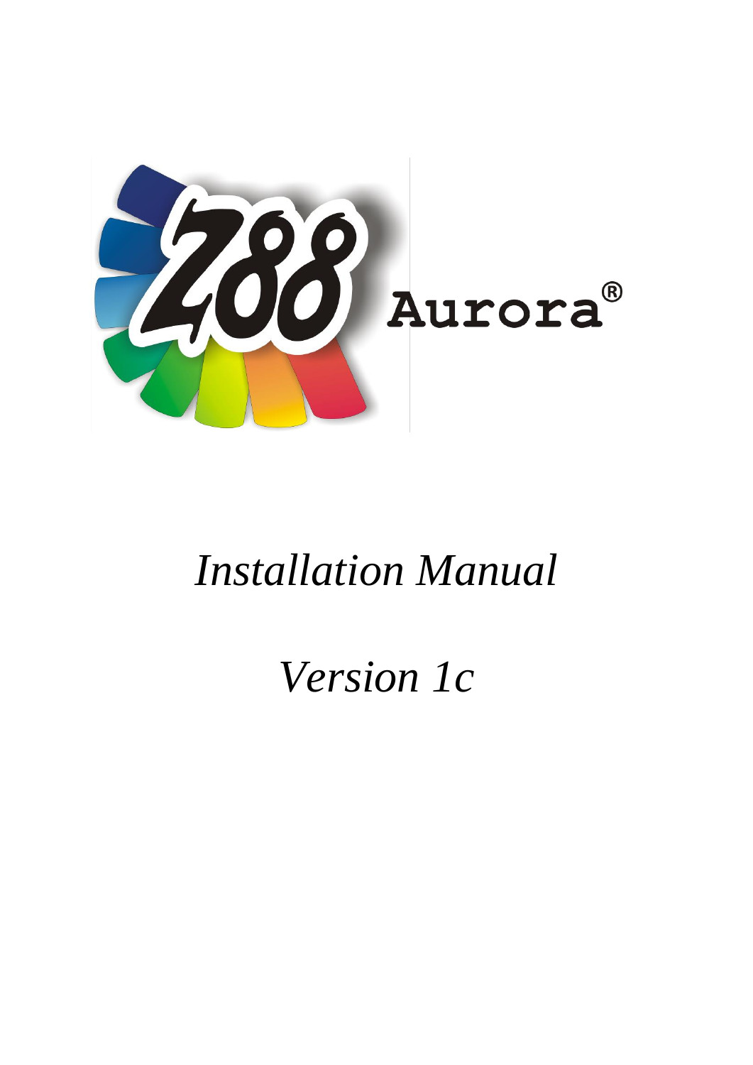Z88 Aurora®

# *Installation Manual*

# *Version 1c*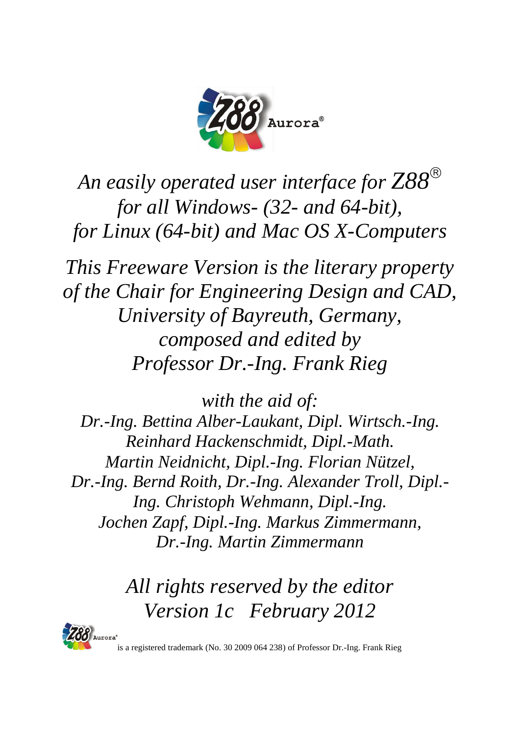Z88 Aurora®

*An easily operated user interface for Z88®*
*for all Windows- (32- and 64-bit),*
*for Linux (64-bit) and Mac OS X-Computers*

*This Freeware Version is the literary property of the Chair for Engineering Design and CAD, University of Bayreuth, Germany, composed and edited by Professor Dr.-Ing. Frank Rieg*

*with the aid of:*
*Dr.-Ing. Bettina Alber-Laukant, Dipl. Wirtsch.-Ing. Reinhard Hackenschmidt, Dipl.-Math. Martin Neidnicht, Dipl.-Ing. Florian Nützel, Dr.-Ing. Bernd Roith, Dr.-Ing. Alexander Troll, Dipl.-Ing. Christoph Wehmann, Dipl.-Ing. Jochen Zapf, Dipl.-Ing. Markus Zimmermann, Dr.-Ing. Martin Zimmermann*

*All rights reserved by the editor*
*Version 1c February 2012*

Z88 Aurora® is a registered trademark (No. 30 2009 064 238) of Professor Dr.-Ing. Frank Rieg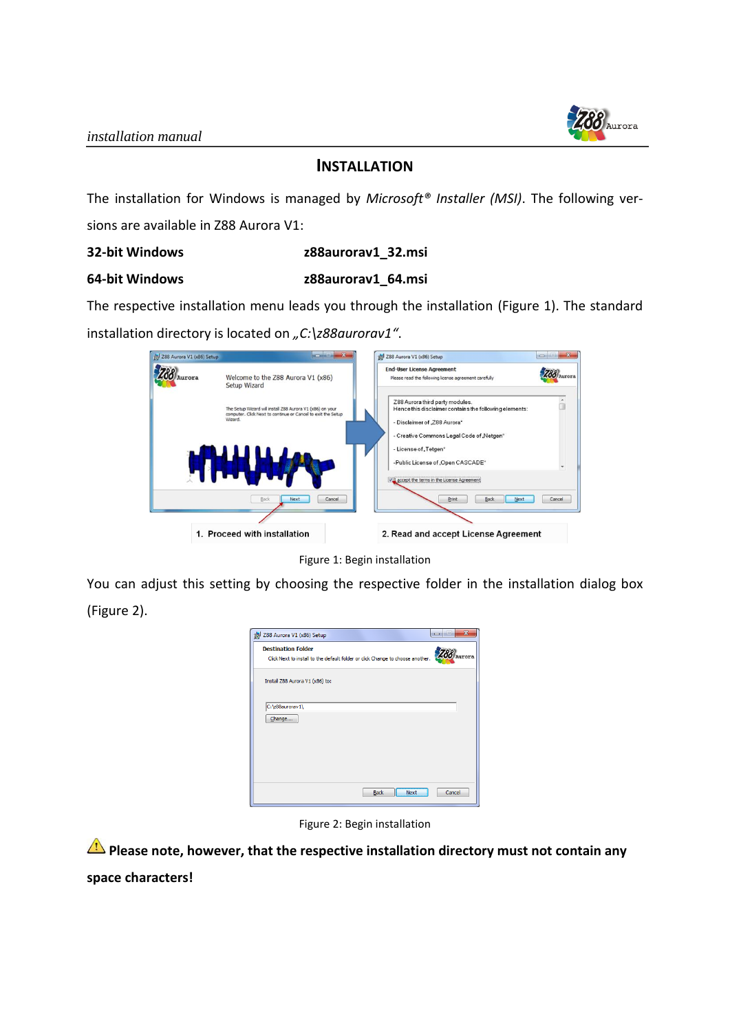# INSTALLATION

The installation for Windows is managed by *Microsoft® Installer (MSI)*. The following versions are available in Z88 Aurora V1:

**32-bit Windows** **z88aurorav1_32.msi**

**64-bit Windows** **z88aurorav1_64.msi**

The respective installation menu leads you through the installation (Figure 1). The standard installation directory is located on *„C:\z88aurorav1"*.

Figure 1: Begin installation

You can adjust this setting by choosing the respective folder in the installation dialog box (Figure 2).

Figure 2: Begin installation

⚠ **Please note, however, that the respective installation directory must not contain any space characters!**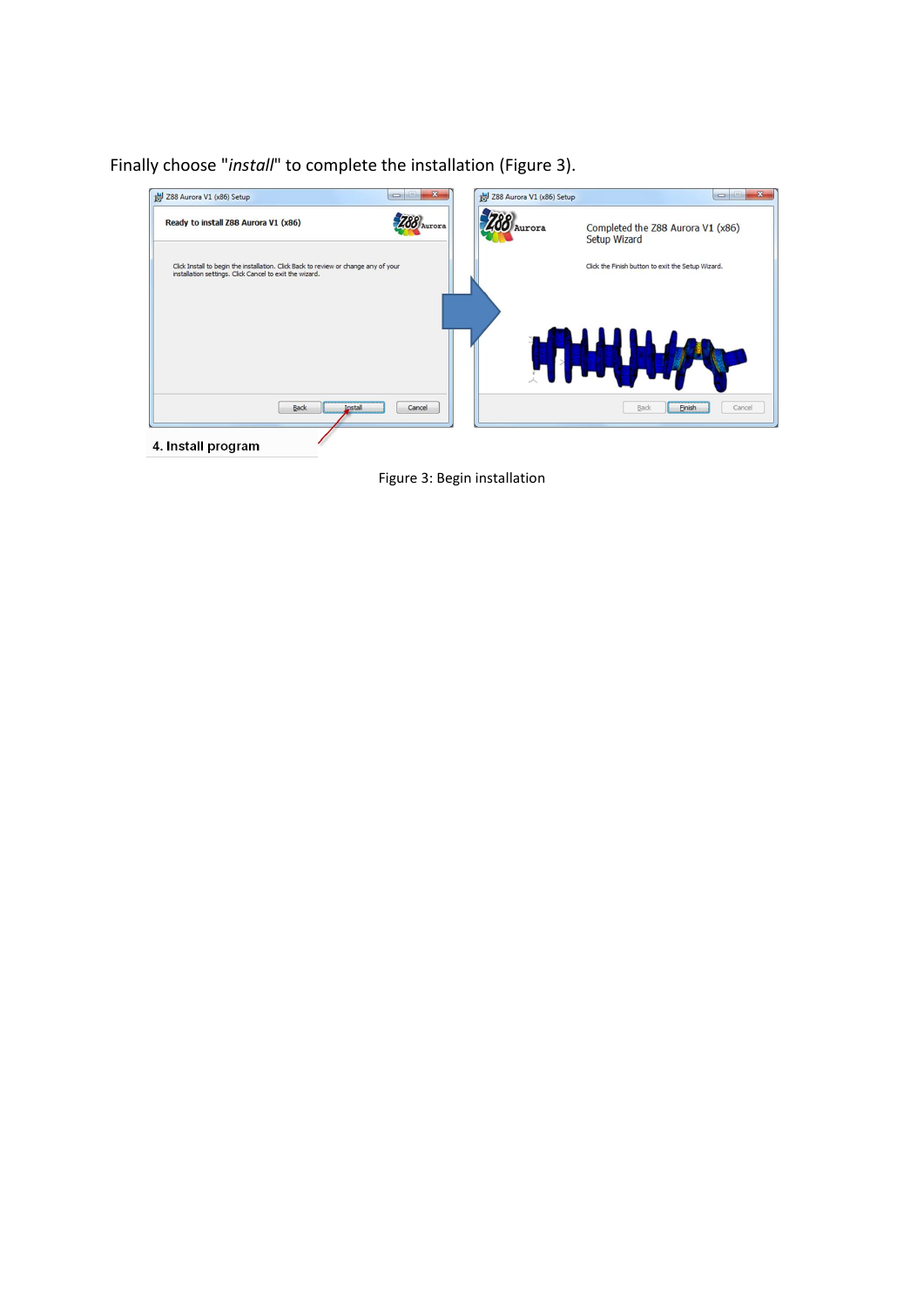Finally choose "*install*" to complete the installation (Figure 3).

Figure 3: Begin installation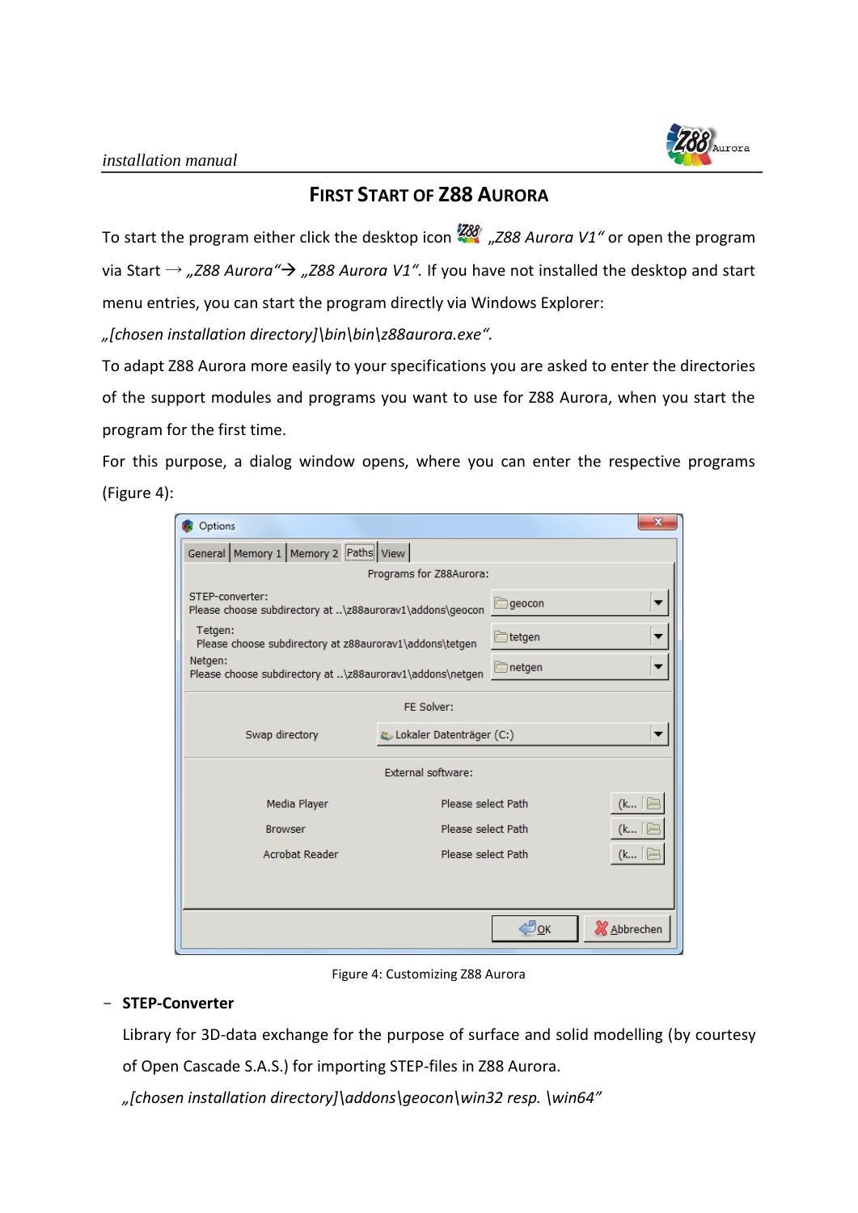## FIRST START OF Z88 AURORA

To start the program either click the desktop icon „*Z88 Aurora V1*" or open the program via Start → „*Z88 Aurora*"→ „*Z88 Aurora V1*". If you have not installed the desktop and start menu entries, you can start the program directly via Windows Explorer:

„*[chosen installation directory]\bin\bin\z88aurora.exe*".

To adapt Z88 Aurora more easily to your specifications you are asked to enter the directories of the support modules and programs you want to use for Z88 Aurora, when you start the program for the first time.

For this purpose, a dialog window opens, where you can enter the respective programs (Figure 4):

Figure 4: Customizing Z88 Aurora

- **STEP-Converter**

  Library for 3D-data exchange for the purpose of surface and solid modelling (by courtesy of Open Cascade S.A.S.) for importing STEP-files in Z88 Aurora.

  „*[chosen installation directory]\addons\geocon\win32 resp. \win64*"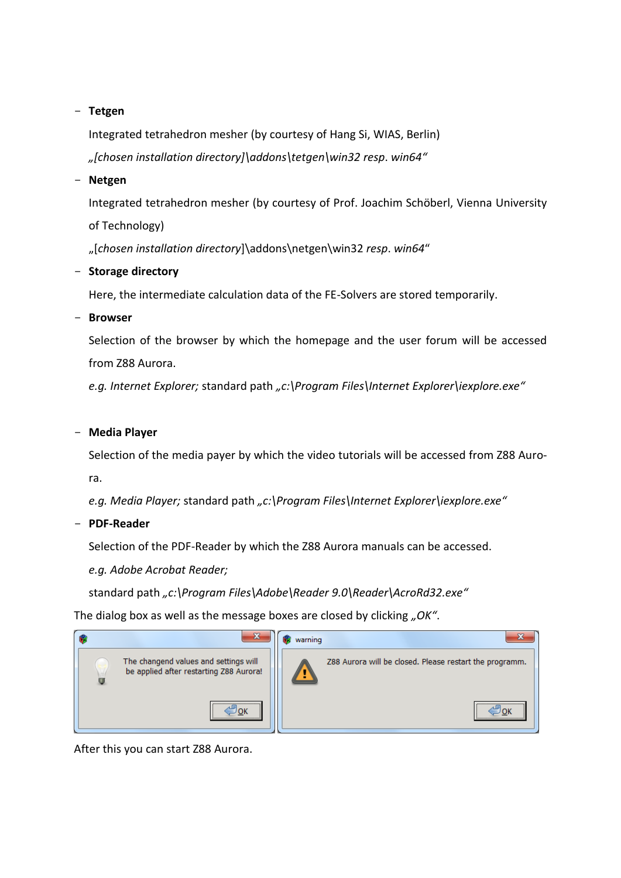- **Tetgen**

  Integrated tetrahedron mesher (by courtesy of Hang Si, WIAS, Berlin)

  *„[chosen installation directory]\addons\tetgen\win32 resp. win64"*

- **Netgen**

  Integrated tetrahedron mesher (by courtesy of Prof. Joachim Schöberl, Vienna University of Technology)

  „[*chosen installation directory*]\addons\netgen\win32 *resp*. *win64*"

- **Storage directory**

  Here, the intermediate calculation data of the FE-Solvers are stored temporarily.

- **Browser**

  Selection of the browser by which the homepage and the user forum will be accessed from Z88 Aurora.

  *e.g. Internet Explorer;* standard path *„c:\Program Files\Internet Explorer\iexplore.exe"*

- **Media Player**

  Selection of the media payer by which the video tutorials will be accessed from Z88 Aurora.

  *e.g. Media Player;* standard path *„c:\Program Files\Internet Explorer\iexplore.exe"*

- **PDF-Reader**

  Selection of the PDF-Reader by which the Z88 Aurora manuals can be accessed.

  *e.g. Adobe Acrobat Reader;*

  standard path *„c:\Program Files\Adobe\Reader 9.0\Reader\AcroRd32.exe"*

The dialog box as well as the message boxes are closed by clicking *„OK"*.

The changend values and settings will be applied after restarting Z88 Aurora!

OK

warning

Z88 Aurora will be closed. Please restart the programm.

OK

After this you can start Z88 Aurora.